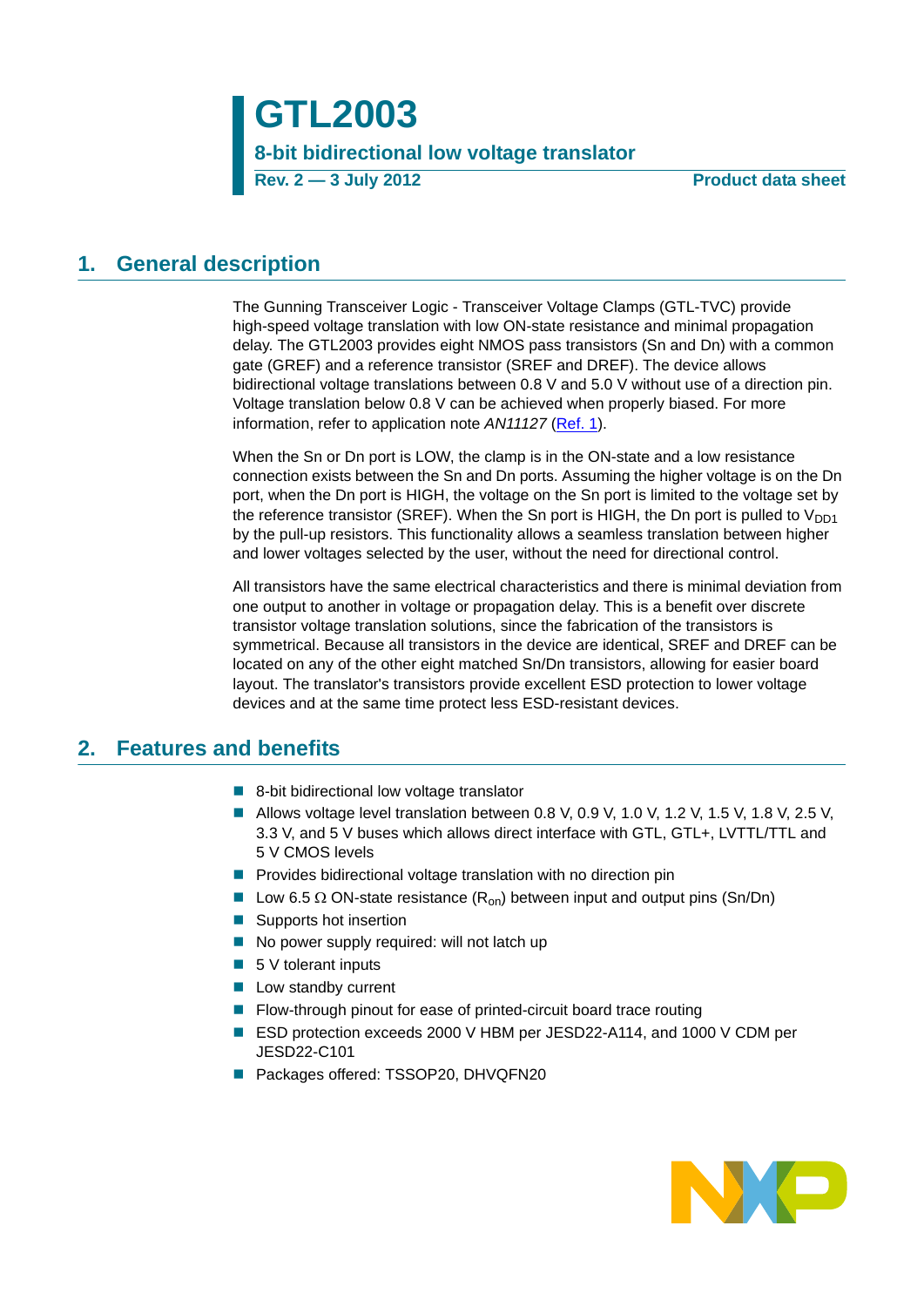# GTL2003

**8-bit bidirectional low voltage translator**

**Rev. 2 — 3 July 2012** **Product data sheet**

## 1. General description

The Gunning Transceiver Logic - Transceiver Voltage Clamps (GTL-TVC) provide high-speed voltage translation with low ON-state resistance and minimal propagation delay. The GTL2003 provides eight NMOS pass transistors (Sn and Dn) with a common gate (GREF) and a reference transistor (SREF and DREF). The device allows bidirectional voltage translations between 0.8 V and 5.0 V without use of a direction pin. Voltage translation below 0.8 V can be achieved when properly biased. For more information, refer to application note *AN11127* (Ref. 1).

When the Sn or Dn port is LOW, the clamp is in the ON-state and a low resistance connection exists between the Sn and Dn ports. Assuming the higher voltage is on the Dn port, when the Dn port is HIGH, the voltage on the Sn port is limited to the voltage set by the reference transistor (SREF). When the Sn port is HIGH, the Dn port is pulled to $V_{DD1}$ by the pull-up resistors. This functionality allows a seamless translation between higher and lower voltages selected by the user, without the need for directional control.

All transistors have the same electrical characteristics and there is minimal deviation from one output to another in voltage or propagation delay. This is a benefit over discrete transistor voltage translation solutions, since the fabrication of the transistors is symmetrical. Because all transistors in the device are identical, SREF and DREF can be located on any of the other eight matched Sn/Dn transistors, allowing for easier board layout. The translator's transistors provide excellent ESD protection to lower voltage devices and at the same time protect less ESD-resistant devices.

## 2. Features and benefits

- 8-bit bidirectional low voltage translator
- Allows voltage level translation between 0.8 V, 0.9 V, 1.0 V, 1.2 V, 1.5 V, 1.8 V, 2.5 V, 3.3 V, and 5 V buses which allows direct interface with GTL, GTL+, LVTTL/TTL and 5 V CMOS levels
- Provides bidirectional voltage translation with no direction pin
- Low 6.5 Ω ON-state resistance ($R_{on}$) between input and output pins (Sn/Dn)
- Supports hot insertion
- No power supply required: will not latch up
- 5 V tolerant inputs
- Low standby current
- Flow-through pinout for ease of printed-circuit board trace routing
- ESD protection exceeds 2000 V HBM per JESD22-A114, and 1000 V CDM per JESD22-C101
- Packages offered: TSSOP20, DHVQFN20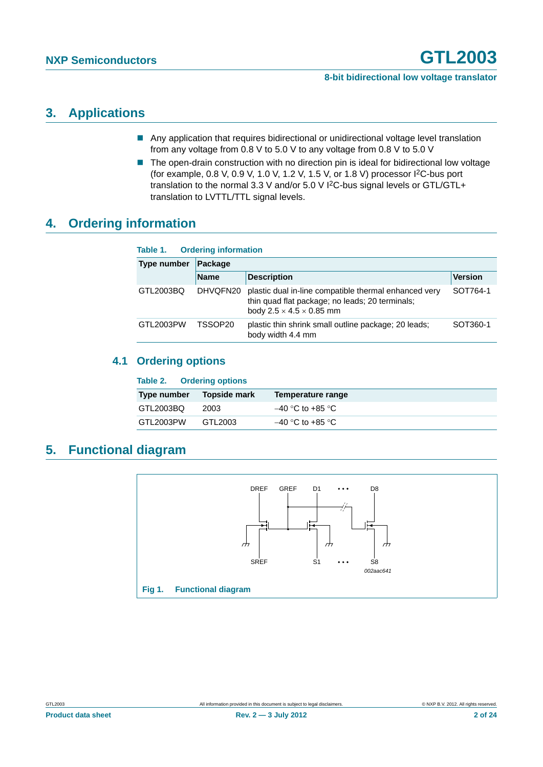## 3. Applications

- Any application that requires bidirectional or unidirectional voltage level translation from any voltage from 0.8 V to 5.0 V to any voltage from 0.8 V to 5.0 V
- The open-drain construction with no direction pin is ideal for bidirectional low voltage (for example, 0.8 V, 0.9 V, 1.0 V, 1.2 V, 1.5 V, or 1.8 V) processor $I^2C$-bus port translation to the normal 3.3 V and/or 5.0 V $I^2C$-bus signal levels or GTL/GTL+ translation to LVTTL/TTL signal levels.

## 4. Ordering information

**Table 1. Ordering information**

| Type number | Package | | |
|---|---|---|---|
| | Name | Description | Version |
| GTL2003BQ | DHVQFN20 | plastic dual in-line compatible thermal enhanced very thin quad flat package; no leads; 20 terminals; body 2.5 × 4.5 × 0.85 mm | SOT764-1 |
| GTL2003PW | TSSOP20 | plastic thin shrink small outline package; 20 leads; body width 4.4 mm | SOT360-1 |

### 4.1 Ordering options

**Table 2. Ordering options**

| Type number | Topside mark | Temperature range |
|---|---|---|
| GTL2003BQ | 2003 | –40 °C to +85 °C |
| GTL2003PW | GTL2003 | –40 °C to +85 °C |

## 5. Functional diagram

DREF GREF D1 ••• D8

SREF S1 ••• S8

002aac641

**Fig 1. Functional diagram**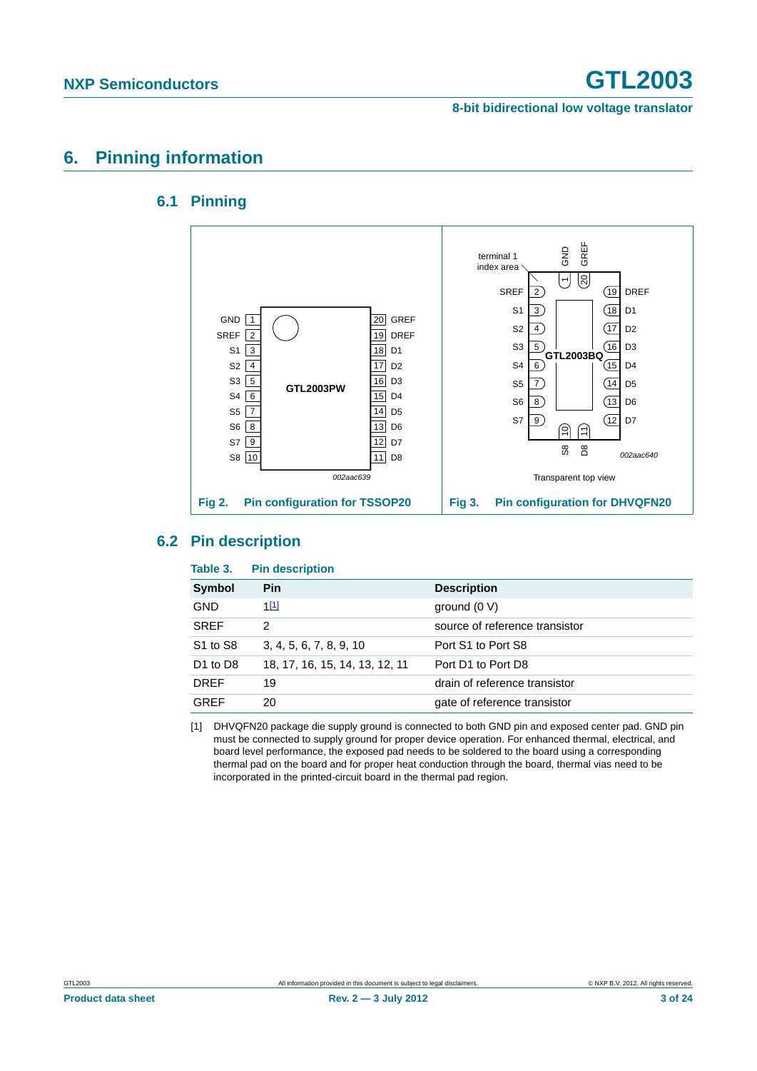# 6. Pinning information

## 6.1 Pinning

Fig 2. Pin configuration for TSSOP20

Fig 3. Pin configuration for DHVQFN20

## 6.2 Pin description

**Table 3. Pin description**

| Symbol | Pin | Description |
|---|---|---|
| GND | 1[1] | ground (0 V) |
| SREF | 2 | source of reference transistor |
| S1 to S8 | 3, 4, 5, 6, 7, 8, 9, 10 | Port S1 to Port S8 |
| D1 to D8 | 18, 17, 16, 15, 14, 13, 12, 11 | Port D1 to Port D8 |
| DREF | 19 | drain of reference transistor |
| GREF | 20 | gate of reference transistor |

[1] DHVQFN20 package die supply ground is connected to both GND pin and exposed center pad. GND pin must be connected to supply ground for proper device operation. For enhanced thermal, electrical, and board level performance, the exposed pad needs to be soldered to the board using a corresponding thermal pad on the board and for proper heat conduction through the board, thermal vias need to be incorporated in the printed-circuit board in the thermal pad region.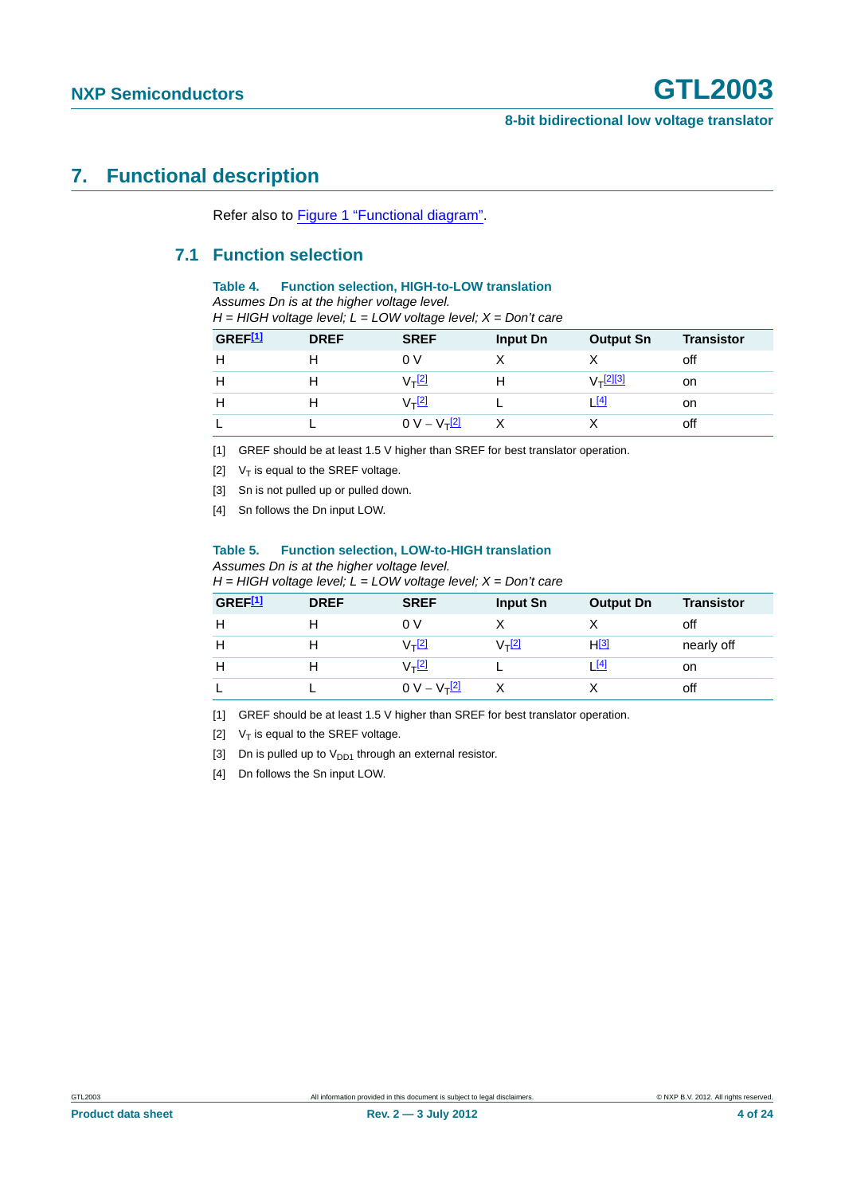# 7. Functional description

Refer also to Figure 1 "Functional diagram".

## 7.1 Function selection

**Table 4. Function selection, HIGH-to-LOW translation**

*Assumes Dn is at the higher voltage level.*

*H = HIGH voltage level; L = LOW voltage level; X = Don't care*

| GREF[1] | DREF | SREF | Input Dn | Output Sn | Transistor |
|---|---|---|---|---|---|
| H | H | 0 V | X | X | off |
| H | H | $V_T$[2] | H | $V_T$[2][3] | on |
| H | H | $V_T$[2] | L | L[4] | on |
| L | L | 0 V – $V_T$[2] | X | X | off |

[1] GREF should be at least 1.5 V higher than SREF for best translator operation.

[2] $V_T$ is equal to the SREF voltage.

[3] Sn is not pulled up or pulled down.

[4] Sn follows the Dn input LOW.

**Table 5. Function selection, LOW-to-HIGH translation**

*Assumes Dn is at the higher voltage level.*

*H = HIGH voltage level; L = LOW voltage level; X = Don't care*

| GREF[1] | DREF | SREF | Input Sn | Output Dn | Transistor |
|---|---|---|---|---|---|
| H | H | 0 V | X | X | off |
| H | H | $V_T$[2] | $V_T$[2] | H[3] | nearly off |
| H | H | $V_T$[2] | L | L[4] | on |
| L | L | 0 V – $V_T$[2] | X | X | off |

[1] GREF should be at least 1.5 V higher than SREF for best translator operation.

[2] $V_T$ is equal to the SREF voltage.

[3] Dn is pulled up to $V_{DD1}$ through an external resistor.

[4] Dn follows the Sn input LOW.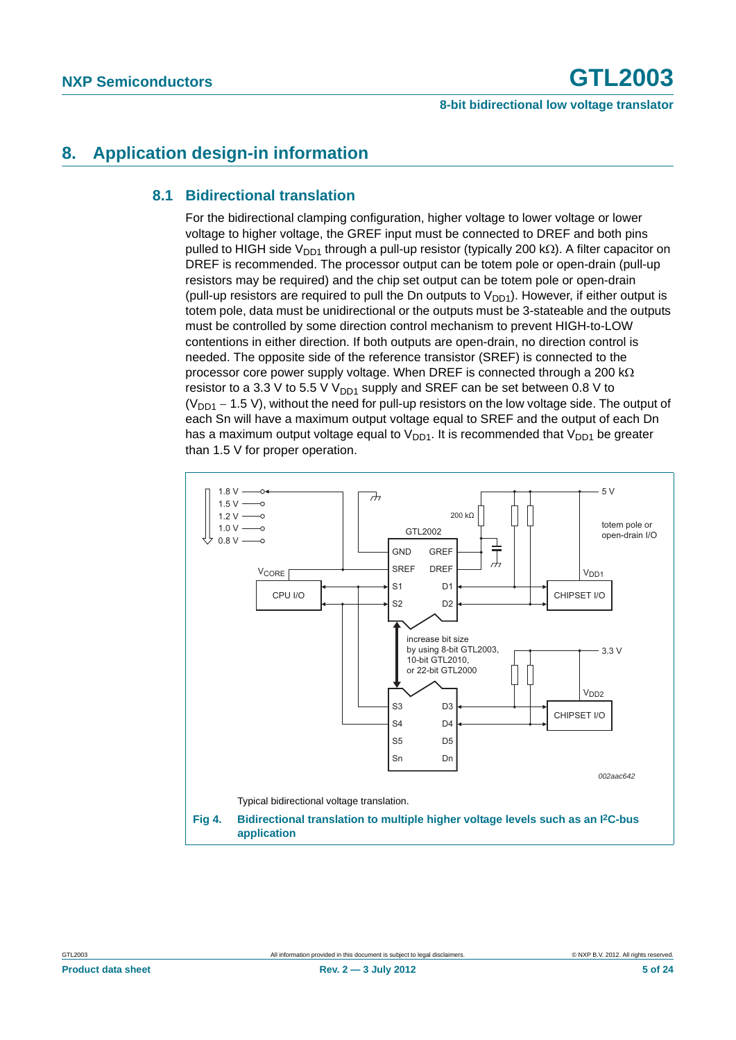# 8. Application design-in information

## 8.1 Bidirectional translation

For the bidirectional clamping configuration, higher voltage to lower voltage or lower voltage to higher voltage, the GREF input must be connected to DREF and both pins pulled to HIGH side $V_{DD1}$ through a pull-up resistor (typically 200 kΩ). A filter capacitor on DREF is recommended. The processor output can be totem pole or open-drain (pull-up resistors may be required) and the chip set output can be totem pole or open-drain (pull-up resistors are required to pull the Dn outputs to $V_{DD1}$). However, if either output is totem pole, data must be unidirectional or the outputs must be 3-stateable and the outputs must be controlled by some direction control mechanism to prevent HIGH-to-LOW contentions in either direction. If both outputs are open-drain, no direction control is needed. The opposite side of the reference transistor (SREF) is connected to the processor core power supply voltage. When DREF is connected through a 200 kΩ resistor to a 3.3 V to 5.5 V $V_{DD1}$ supply and SREF can be set between 0.8 V to ($V_{DD1}$ − 1.5 V), without the need for pull-up resistors on the low voltage side. The output of each Sn will have a maximum output voltage equal to SREF and the output of each Dn has a maximum output voltage equal to $V_{DD1}$. It is recommended that $V_{DD1}$ be greater than 1.5 V for proper operation.

Typical bidirectional voltage translation.

**Fig 4. Bidirectional translation to multiple higher voltage levels such as an I²C-bus application**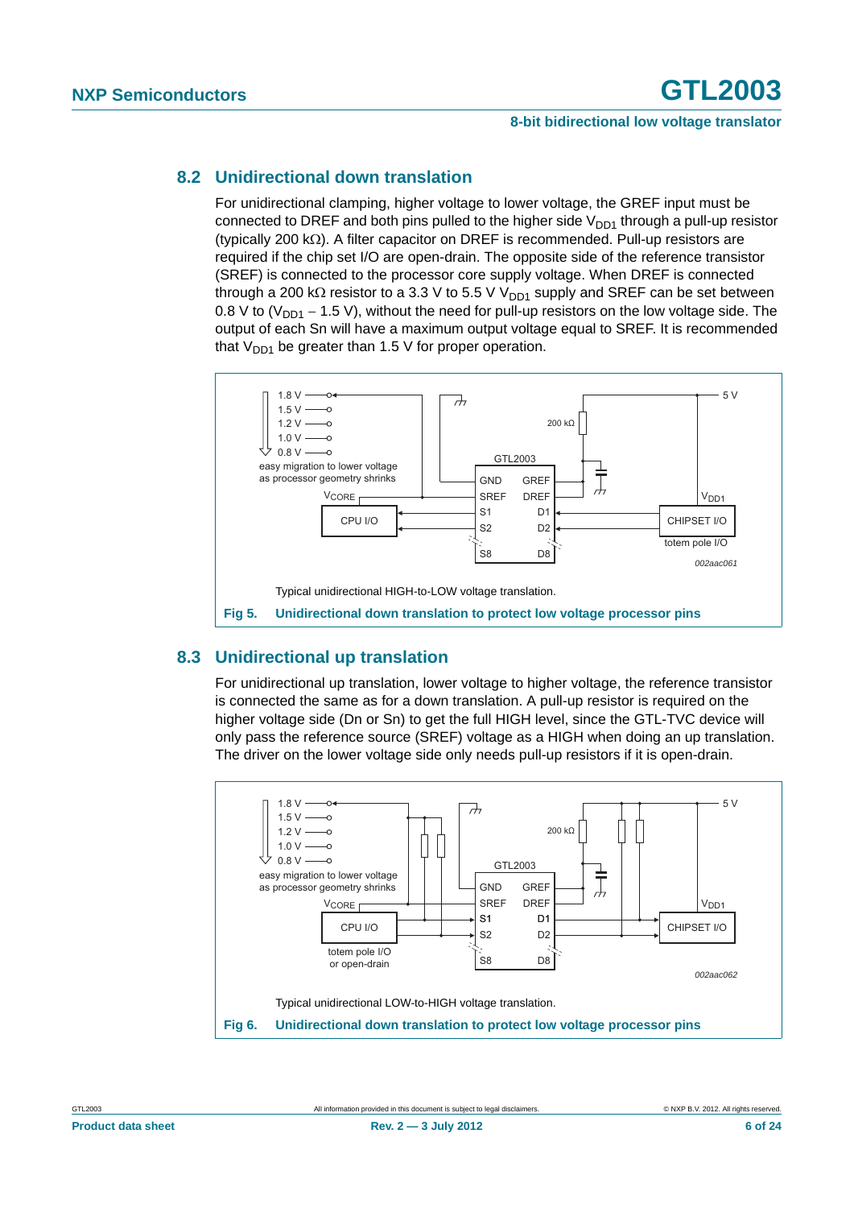## 8.2 Unidirectional down translation

For unidirectional clamping, higher voltage to lower voltage, the GREF input must be connected to DREF and both pins pulled to the higher side $V_{DD1}$ through a pull-up resistor (typically 200 kΩ). A filter capacitor on DREF is recommended. Pull-up resistors are required if the chip set I/O are open-drain. The opposite side of the reference transistor (SREF) is connected to the processor core supply voltage. When DREF is connected through a 200 kΩ resistor to a 3.3 V to 5.5 V $V_{DD1}$ supply and SREF can be set between 0.8 V to ($V_{DD1}$ − 1.5 V), without the need for pull-up resistors on the low voltage side. The output of each Sn will have a maximum output voltage equal to SREF. It is recommended that $V_{DD1}$ be greater than 1.5 V for proper operation.

Typical unidirectional HIGH-to-LOW voltage translation.

**Fig 5. Unidirectional down translation to protect low voltage processor pins**

## 8.3 Unidirectional up translation

For unidirectional up translation, lower voltage to higher voltage, the reference transistor is connected the same as for a down translation. A pull-up resistor is required on the higher voltage side (Dn or Sn) to get the full HIGH level, since the GTL-TVC device will only pass the reference source (SREF) voltage as a HIGH when doing an up translation. The driver on the lower voltage side only needs pull-up resistors if it is open-drain.

Typical unidirectional LOW-to-HIGH voltage translation.

**Fig 6. Unidirectional down translation to protect low voltage processor pins**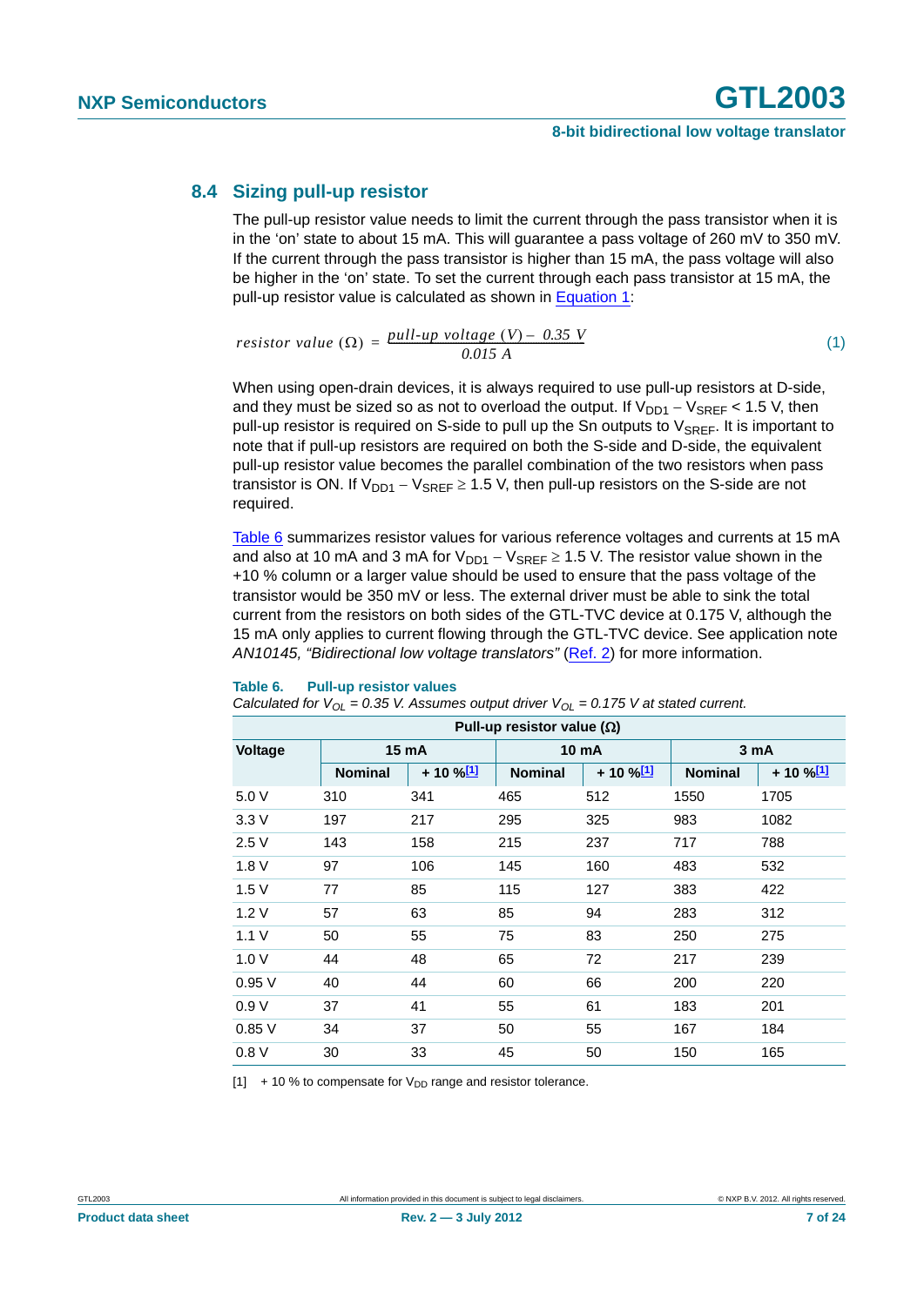## 8.4 Sizing pull-up resistor

The pull-up resistor value needs to limit the current through the pass transistor when it is in the 'on' state to about 15 mA. This will guarantee a pass voltage of 260 mV to 350 mV. If the current through the pass transistor is higher than 15 mA, the pass voltage will also be higher in the 'on' state. To set the current through each pass transistor at 15 mA, the pull-up resistor value is calculated as shown in Equation 1:

$$resistor\ value\ (\Omega) = \frac{pull\text{-}up\ voltage\ (V) - 0.35\ V}{0.015\ A} \tag{1}$$

When using open-drain devices, it is always required to use pull-up resistors at D-side, and they must be sized so as not to overload the output. If $V_{DD1} - V_{SREF} < 1.5$ V, then pull-up resistor is required on S-side to pull up the Sn outputs to $V_{SREF}$. It is important to note that if pull-up resistors are required on both the S-side and D-side, the equivalent pull-up resistor value becomes the parallel combination of the two resistors when pass transistor is ON. If $V_{DD1} - V_{SREF} \geq 1.5$ V, then pull-up resistors on the S-side are not required.

Table 6 summarizes resistor values for various reference voltages and currents at 15 mA and also at 10 mA and 3 mA for $V_{DD1} - V_{SREF} \geq 1.5$ V. The resistor value shown in the +10 % column or a larger value should be used to ensure that the pass voltage of the transistor would be 350 mV or less. The external driver must be able to sink the total current from the resistors on both sides of the GTL-TVC device at 0.175 V, although the 15 mA only applies to current flowing through the GTL-TVC device. See application note *AN10145, "Bidirectional low voltage translators"* (Ref. 2) for more information.

**Table 6. Pull-up resistor values**

*Calculated for $V_{OL} = 0.35$ V. Assumes output driver $V_{OL} = 0.175$ V at stated current.*

| Voltage | Pull-up resistor value (Ω) | | | | | |
|---|---|---|---|---|---|---|
| | 15 mA | | 10 mA | | 3 mA | |
| | Nominal | + 10 %[1] | Nominal | + 10 %[1] | Nominal | + 10 %[1] |
| 5.0 V | 310 | 341 | 465 | 512 | 1550 | 1705 |
| 3.3 V | 197 | 217 | 295 | 325 | 983 | 1082 |
| 2.5 V | 143 | 158 | 215 | 237 | 717 | 788 |
| 1.8 V | 97 | 106 | 145 | 160 | 483 | 532 |
| 1.5 V | 77 | 85 | 115 | 127 | 383 | 422 |
| 1.2 V | 57 | 63 | 85 | 94 | 283 | 312 |
| 1.1 V | 50 | 55 | 75 | 83 | 250 | 275 |
| 1.0 V | 44 | 48 | 65 | 72 | 217 | 239 |
| 0.95 V | 40 | 44 | 60 | 66 | 200 | 220 |
| 0.9 V | 37 | 41 | 55 | 61 | 183 | 201 |
| 0.85 V | 34 | 37 | 50 | 55 | 167 | 184 |
| 0.8 V | 30 | 33 | 45 | 50 | 150 | 165 |

[1] + 10 % to compensate for $V_{DD}$ range and resistor tolerance.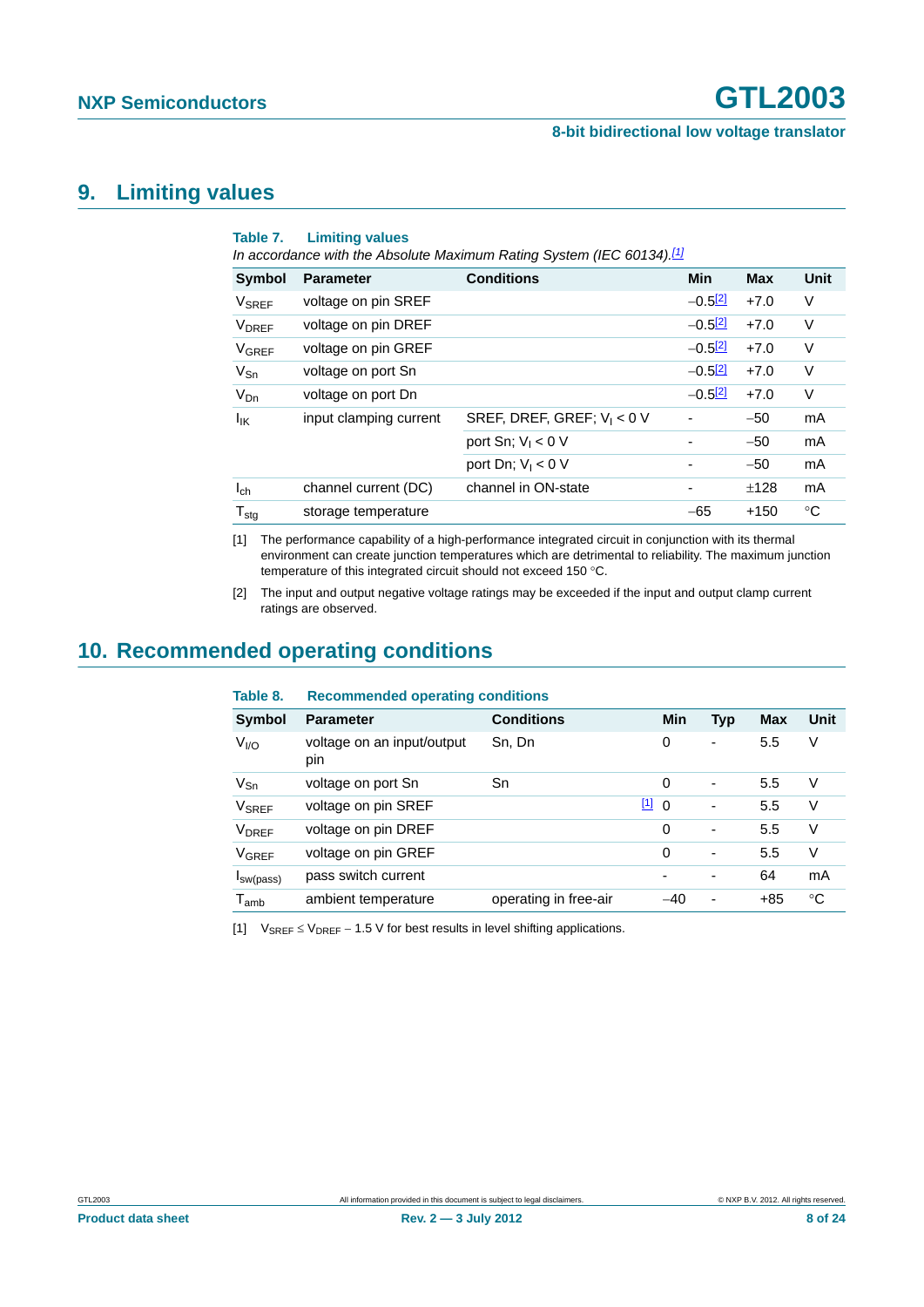## 9. Limiting values

**Table 7. Limiting values**

*In accordance with the Absolute Maximum Rating System (IEC 60134).*[1]

| Symbol | Parameter | Conditions | Min | Max | Unit |
|---|---|---|---|---|---|
| $V_{SREF}$ | voltage on pin SREF | | −0.5[2] | +7.0 | V |
| $V_{DREF}$ | voltage on pin DREF | | −0.5[2] | +7.0 | V |
| $V_{GREF}$ | voltage on pin GREF | | −0.5[2] | +7.0 | V |
| $V_{Sn}$ | voltage on port Sn | | −0.5[2] | +7.0 | V |
| $V_{Dn}$ | voltage on port Dn | | −0.5[2] | +7.0 | V |
| $I_{IK}$ | input clamping current | SREF, DREF, GREF; $V_I < 0$ V | - | −50 | mA |
| | | port Sn; $V_I < 0$ V | - | −50 | mA |
| | | port Dn; $V_I < 0$ V | - | −50 | mA |
| $I_{ch}$ | channel current (DC) | channel in ON-state | - | ±128 | mA |
| $T_{stg}$ | storage temperature | | −65 | +150 | °C |

[1] The performance capability of a high-performance integrated circuit in conjunction with its thermal environment can create junction temperatures which are detrimental to reliability. The maximum junction temperature of this integrated circuit should not exceed 150 °C.

[2] The input and output negative voltage ratings may be exceeded if the input and output clamp current ratings are observed.

## 10. Recommended operating conditions

**Table 8. Recommended operating conditions**

| Symbol | Parameter | Conditions | Min | Typ | Max | Unit |
|---|---|---|---|---|---|---|
| $V_{I/O}$ | voltage on an input/output pin | Sn, Dn | 0 | - | 5.5 | V |
| $V_{Sn}$ | voltage on port Sn | Sn | 0 | - | 5.5 | V |
| $V_{SREF}$ | voltage on pin SREF | [1] | 0 | - | 5.5 | V |
| $V_{DREF}$ | voltage on pin DREF | | 0 | - | 5.5 | V |
| $V_{GREF}$ | voltage on pin GREF | | 0 | - | 5.5 | V |
| $I_{sw(pass)}$ | pass switch current | | - | - | 64 | mA |
| $T_{amb}$ | ambient temperature | operating in free-air | −40 | - | +85 | °C |

[1] $V_{SREF} \leq V_{DREF} - 1.5$ V for best results in level shifting applications.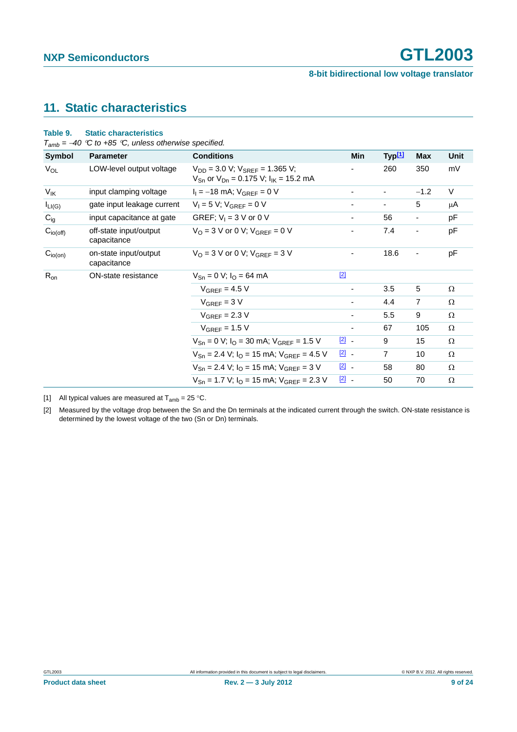## 11. Static characteristics

**Table 9. Static characteristics**

*$T_{amb}$ = −40 °C to +85 °C, unless otherwise specified.*

| Symbol | Parameter | Conditions | | Min | Typ[1] | Max | Unit |
|---|---|---|---|---|---|---|---|
| $V_{OL}$ | LOW-level output voltage | $V_{DD}$ = 3.0 V; $V_{SREF}$ = 1.365 V; $V_{Sn}$ or $V_{Dn}$ = 0.175 V; $I_{IK}$ = 15.2 mA | | - | 260 | 350 | mV |
| $V_{IK}$ | input clamping voltage | $I_I$ = −18 mA; $V_{GREF}$ = 0 V | | - | - | −1.2 | V |
| $I_{LI(G)}$ | gate input leakage current | $V_I$ = 5 V; $V_{GREF}$ = 0 V | | - | - | 5 | μA |
| $C_{ig}$ | input capacitance at gate | GREF; $V_I$ = 3 V or 0 V | | - | 56 | - | pF |
| $C_{io(off)}$ | off-state input/output capacitance | $V_O$ = 3 V or 0 V; $V_{GREF}$ = 0 V | | - | 7.4 | - | pF |
| $C_{io(on)}$ | on-state input/output capacitance | $V_O$ = 3 V or 0 V; $V_{GREF}$ = 3 V | | - | 18.6 | - | pF |
| $R_{on}$ | ON-state resistance | $V_{Sn}$ = 0 V; $I_O$ = 64 mA | [2] | | | | |
| | | $V_{GREF}$ = 4.5 V | | - | 3.5 | 5 | Ω |
| | | $V_{GREF}$ = 3 V | | - | 4.4 | 7 | Ω |
| | | $V_{GREF}$ = 2.3 V | | - | 5.5 | 9 | Ω |
| | | $V_{GREF}$ = 1.5 V | | - | 67 | 105 | Ω |
| | | $V_{Sn}$ = 0 V; $I_O$ = 30 mA; $V_{GREF}$ = 1.5 V | [2] | - | 9 | 15 | Ω |
| | | $V_{Sn}$ = 2.4 V; $I_O$ = 15 mA; $V_{GREF}$ = 4.5 V | [2] | - | 7 | 10 | Ω |
| | | $V_{Sn}$ = 2.4 V; $I_O$ = 15 mA; $V_{GREF}$ = 3 V | [2] | - | 58 | 80 | Ω |
| | | $V_{Sn}$ = 1.7 V; $I_O$ = 15 mA; $V_{GREF}$ = 2.3 V | [2] | - | 50 | 70 | Ω |

[1] All typical values are measured at $T_{amb}$ = 25 °C.

[2] Measured by the voltage drop between the Sn and the Dn terminals at the indicated current through the switch. ON-state resistance is determined by the lowest voltage of the two (Sn or Dn) terminals.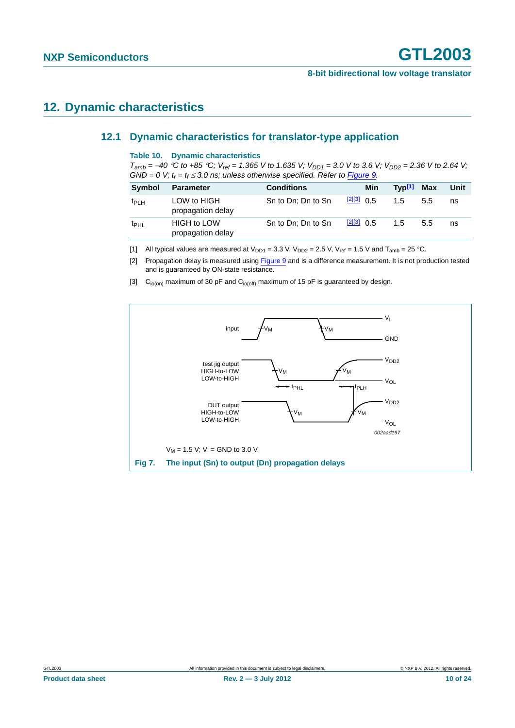## 12. Dynamic characteristics

### 12.1 Dynamic characteristics for translator-type application

**Table 10. Dynamic characteristics**

*$T_{amb}$ = −40 °C to +85 °C; $V_{ref}$ = 1.365 V to 1.635 V; $V_{DD1}$ = 3.0 V to 3.6 V; $V_{DD2}$ = 2.36 V to 2.64 V; GND = 0 V; $t_r = t_f \leq 3.0$ ns; unless otherwise specified. Refer to Figure 9.*

| Symbol | Parameter | Conditions | | Min | Typ[1] | Max | Unit |
|---|---|---|---|---|---|---|---|
| $t_{PLH}$ | LOW to HIGH propagation delay | Sn to Dn; Dn to Sn | [2][3] | 0.5 | 1.5 | 5.5 | ns |
| $t_{PHL}$ | HIGH to LOW propagation delay | Sn to Dn; Dn to Sn | [2][3] | 0.5 | 1.5 | 5.5 | ns |

[1] All typical values are measured at $V_{DD1}$ = 3.3 V, $V_{DD2}$ = 2.5 V, $V_{ref}$ = 1.5 V and $T_{amb}$ = 25 °C.

[2] Propagation delay is measured using Figure 9 and is a difference measurement. It is not production tested and is guaranteed by ON-state resistance.

[3] $C_{io(on)}$ maximum of 30 pF and $C_{io(off)}$ maximum of 15 pF is guaranteed by design.

$V_M$ = 1.5 V; $V_I$ = GND to 3.0 V.

**Fig 7. The input (Sn) to output (Dn) propagation delays**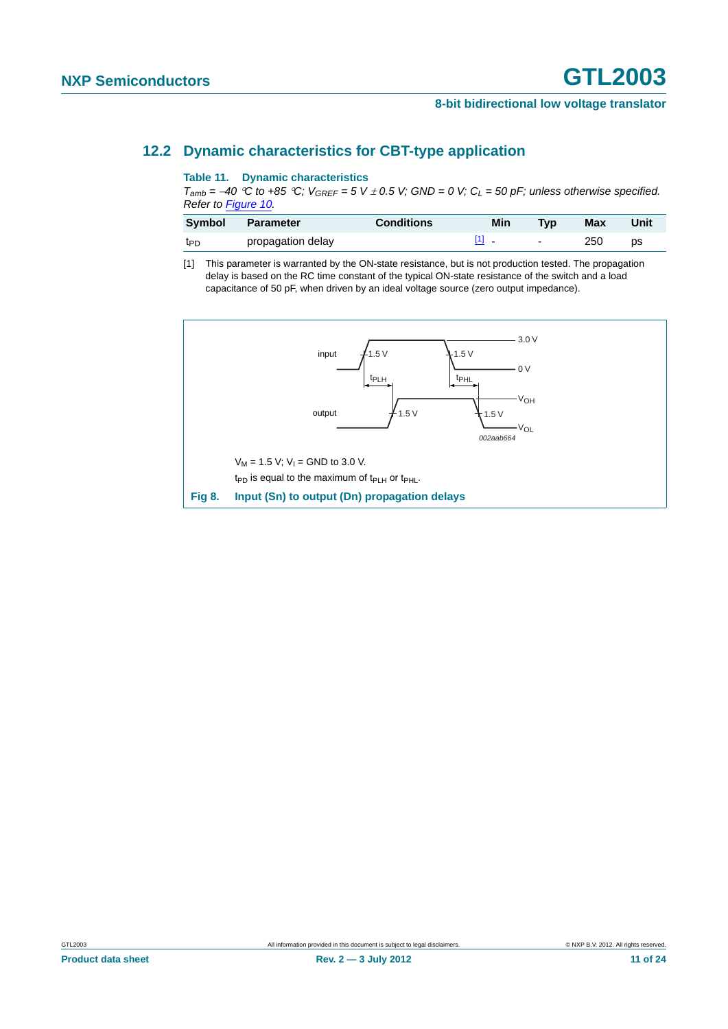## 12.2 Dynamic characteristics for CBT-type application

**Table 11. Dynamic characteristics**

*$T_{amb}$ = −40 °C to +85 °C; $V_{GREF}$ = 5 V ± 0.5 V; GND = 0 V; $C_L$ = 50 pF; unless otherwise specified. Refer to Figure 10.*

| Symbol | Parameter | Conditions | Min | Typ | Max | Unit |
|---|---|---|---|---|---|---|
| $t_{PD}$ | propagation delay | [1] | - | - | 250 | ps |

[1] This parameter is warranted by the ON-state resistance, but is not production tested. The propagation delay is based on the RC time constant of the typical ON-state resistance of the switch and a load capacitance of 50 pF, when driven by an ideal voltage source (zero output impedance).

input 1.5 V 1.5 V 3.0 V 0 V $t_{PLH}$ $t_{PHL}$ $V_{OH}$ output 1.5 V 1.5 V $V_{OL}$ 002aab664

$V_M$ = 1.5 V; $V_I$ = GND to 3.0 V.

$t_{PD}$ is equal to the maximum of $t_{PLH}$ or $t_{PHL}$.

**Fig 8. Input (Sn) to output (Dn) propagation delays**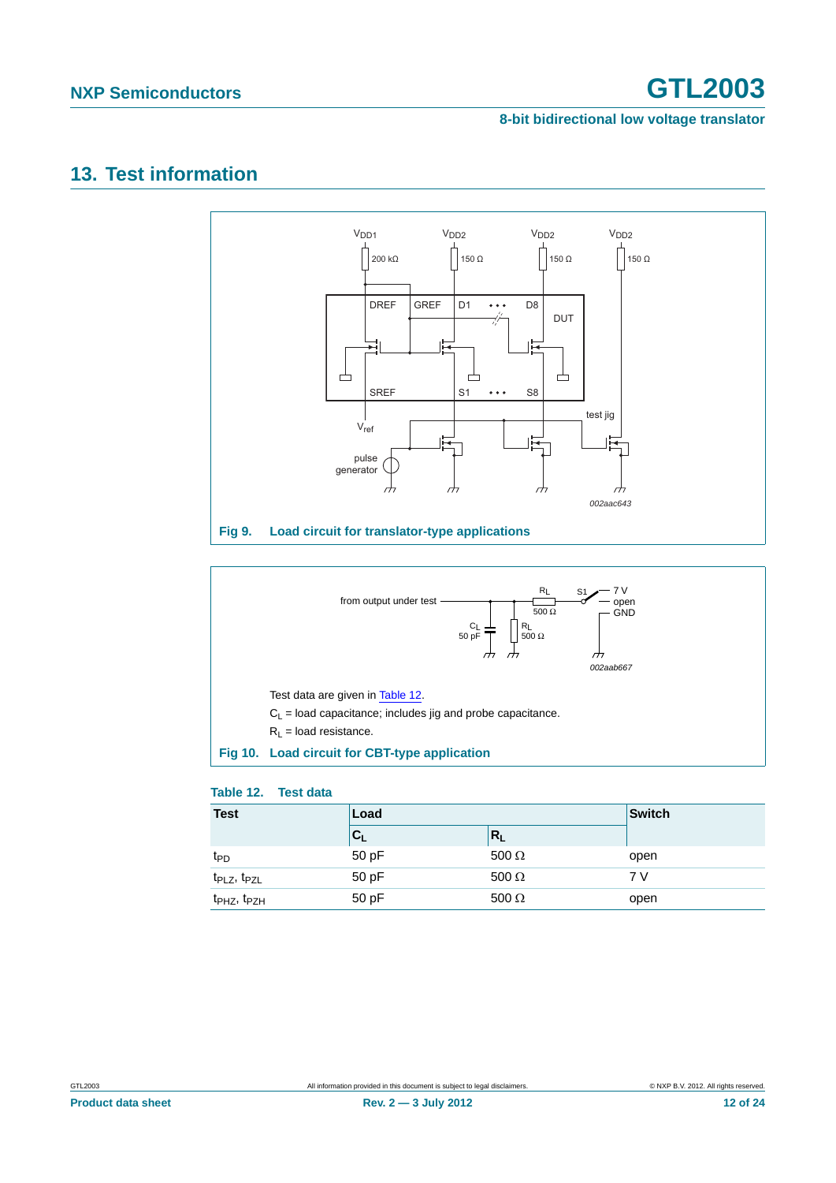## 13. Test information

Fig 9. Load circuit for translator-type applications

Test data are given in Table 12.

$C_L$ = load capacitance; includes jig and probe capacitance.

$R_L$ = load resistance.

Fig 10. Load circuit for CBT-type application

**Table 12. Test data**

| Test | Load | | Switch |
|---|---|---|---|
| | $C_L$ | $R_L$ | |
| $t_{PD}$ | 50 pF | 500 Ω | open |
| $t_{PLZ}$, $t_{PZL}$ | 50 pF | 500 Ω | 7 V |
| $t_{PHZ}$, $t_{PZH}$ | 50 pF | 500 Ω | open |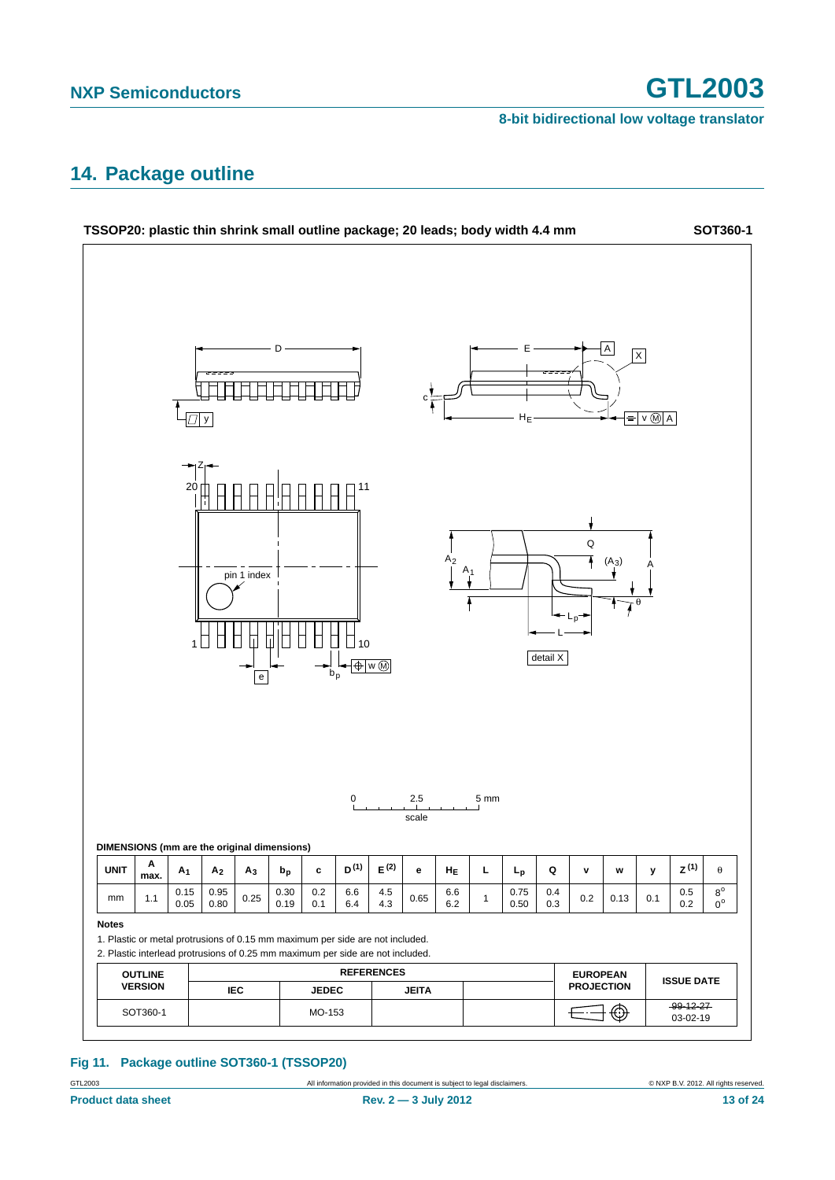## 14. Package outline

**TSSOP20: plastic thin shrink small outline package; 20 leads; body width 4.4 mm** **SOT360-1**

**DIMENSIONS (mm are the original dimensions)**

| UNIT | A max. | $A_1$ | $A_2$ | $A_3$ | $b_p$ | c | D [(1)] | E [(2)] | e | $H_E$ | L | $L_p$ | Q | v | w | y | Z [(1)] | θ |
|---|---|---|---|---|---|---|---|---|---|---|---|---|---|---|---|---|---|---|
| mm | 1.1 | 0.15<br>0.05 | 0.95<br>0.80 | 0.25 | 0.30<br>0.19 | 0.2<br>0.1 | 6.6<br>6.4 | 4.5<br>4.3 | 0.65 | 6.6<br>6.2 | 1 | 0.75<br>0.50 | 0.4<br>0.3 | 0.2 | 0.13 | 0.1 | 0.5<br>0.2 | 8°<br>0° |

**Notes**

1. Plastic or metal protrusions of 0.15 mm maximum per side are not included.
2. Plastic interlead protrusions of 0.25 mm maximum per side are not included.

| OUTLINE VERSION | REFERENCES | | | | EUROPEAN PROJECTION | ISSUE DATE |
|---|---|---|---|---|---|---|
| | IEC | JEDEC | JEITA | | | |
| SOT360-1 | | MO-153 | | | | ~~99-12-27~~<br>03-02-19 |

**Fig 11. Package outline SOT360-1 (TSSOP20)**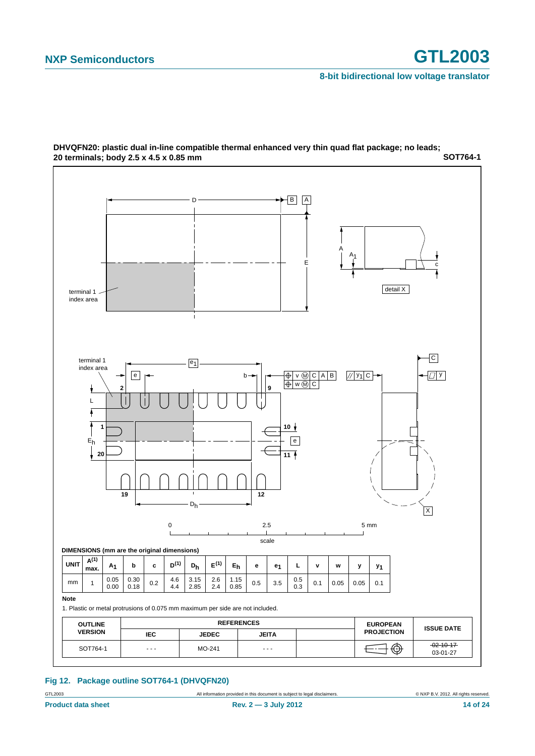**DHVQFN20: plastic dual in-line compatible thermal enhanced very thin quad flat package; no leads; 20 terminals; body 2.5 x 4.5 x 0.85 mm** **SOT764-1**

**DIMENSIONS (mm are the original dimensions)**

| UNIT | $A^{(1)}$ max. | $A_1$ | b | c | $D^{(1)}$ | $D_h$ | $E^{(1)}$ | $E_h$ | e | $e_1$ | L | v | w | y | $y_1$ |
|---|---|---|---|---|---|---|---|---|---|---|---|---|---|---|---|
| mm | 1 | 0.05<br>0.00 | 0.30<br>0.18 | 0.2 | 4.6<br>4.4 | 3.15<br>2.85 | 2.6<br>2.4 | 1.15<br>0.85 | 0.5 | 3.5 | 0.5<br>0.3 | 0.1 | 0.05 | 0.05 | 0.1 |

**Note**

1. Plastic or metal protrusions of 0.075 mm maximum per side are not included.

| OUTLINE VERSION | REFERENCES | | | | EUROPEAN PROJECTION | ISSUE DATE |
|---|---|---|---|---|---|---|
| | IEC | JEDEC | JEITA | | | |
| SOT764-1 | - - - | MO-241 | - - - | | | ~~02-10-17~~<br>03-01-27 |

**Fig 12. Package outline SOT764-1 (DHVQFN20)**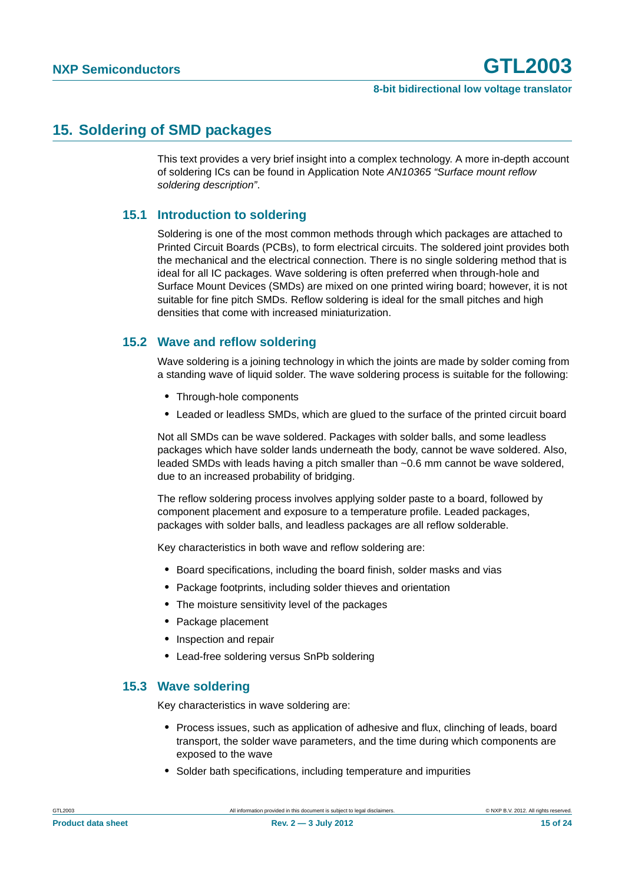## 15. Soldering of SMD packages

This text provides a very brief insight into a complex technology. A more in-depth account of soldering ICs can be found in Application Note *AN10365 "Surface mount reflow soldering description"*.

### 15.1 Introduction to soldering

Soldering is one of the most common methods through which packages are attached to Printed Circuit Boards (PCBs), to form electrical circuits. The soldered joint provides both the mechanical and the electrical connection. There is no single soldering method that is ideal for all IC packages. Wave soldering is often preferred when through-hole and Surface Mount Devices (SMDs) are mixed on one printed wiring board; however, it is not suitable for fine pitch SMDs. Reflow soldering is ideal for the small pitches and high densities that come with increased miniaturization.

### 15.2 Wave and reflow soldering

Wave soldering is a joining technology in which the joints are made by solder coming from a standing wave of liquid solder. The wave soldering process is suitable for the following:

- Through-hole components
- Leaded or leadless SMDs, which are glued to the surface of the printed circuit board

Not all SMDs can be wave soldered. Packages with solder balls, and some leadless packages which have solder lands underneath the body, cannot be wave soldered. Also, leaded SMDs with leads having a pitch smaller than ~0.6 mm cannot be wave soldered, due to an increased probability of bridging.

The reflow soldering process involves applying solder paste to a board, followed by component placement and exposure to a temperature profile. Leaded packages, packages with solder balls, and leadless packages are all reflow solderable.

Key characteristics in both wave and reflow soldering are:

- Board specifications, including the board finish, solder masks and vias
- Package footprints, including solder thieves and orientation
- The moisture sensitivity level of the packages
- Package placement
- Inspection and repair
- Lead-free soldering versus SnPb soldering

### 15.3 Wave soldering

Key characteristics in wave soldering are:

- Process issues, such as application of adhesive and flux, clinching of leads, board transport, the solder wave parameters, and the time during which components are exposed to the wave
- Solder bath specifications, including temperature and impurities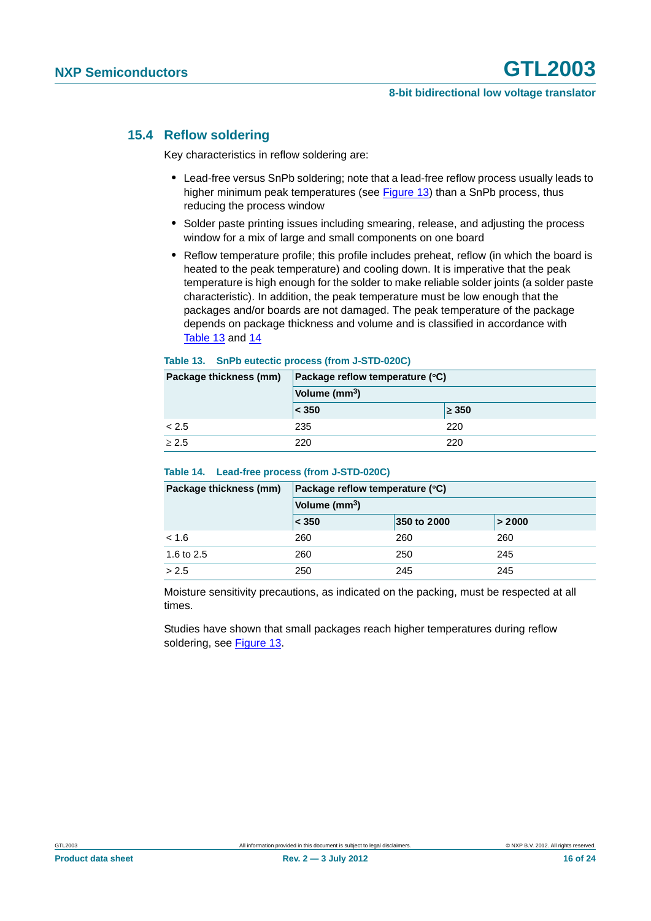### 15.4 Reflow soldering

Key characteristics in reflow soldering are:

- Lead-free versus SnPb soldering; note that a lead-free reflow process usually leads to higher minimum peak temperatures (see Figure 13) than a SnPb process, thus reducing the process window
- Solder paste printing issues including smearing, release, and adjusting the process window for a mix of large and small components on one board
- Reflow temperature profile; this profile includes preheat, reflow (in which the board is heated to the peak temperature) and cooling down. It is imperative that the peak temperature is high enough for the solder to make reliable solder joints (a solder paste characteristic). In addition, the peak temperature must be low enough that the packages and/or boards are not damaged. The peak temperature of the package depends on package thickness and volume and is classified in accordance with Table 13 and 14

**Table 13. SnPb eutectic process (from J-STD-020C)**

| Package thickness (mm) | Package reflow temperature (°C) | |
|---|---|---|
| | Volume ($mm^3$) | |
| | < 350 | ≥ 350 |
| < 2.5 | 235 | 220 |
| ≥ 2.5 | 220 | 220 |

**Table 14. Lead-free process (from J-STD-020C)**

| Package thickness (mm) | Package reflow temperature (°C) | | |
|---|---|---|---|
| | Volume ($mm^3$) | | |
| | < 350 | 350 to 2000 | > 2000 |
| < 1.6 | 260 | 260 | 260 |
| 1.6 to 2.5 | 260 | 250 | 245 |
| > 2.5 | 250 | 245 | 245 |

Moisture sensitivity precautions, as indicated on the packing, must be respected at all times.

Studies have shown that small packages reach higher temperatures during reflow soldering, see Figure 13.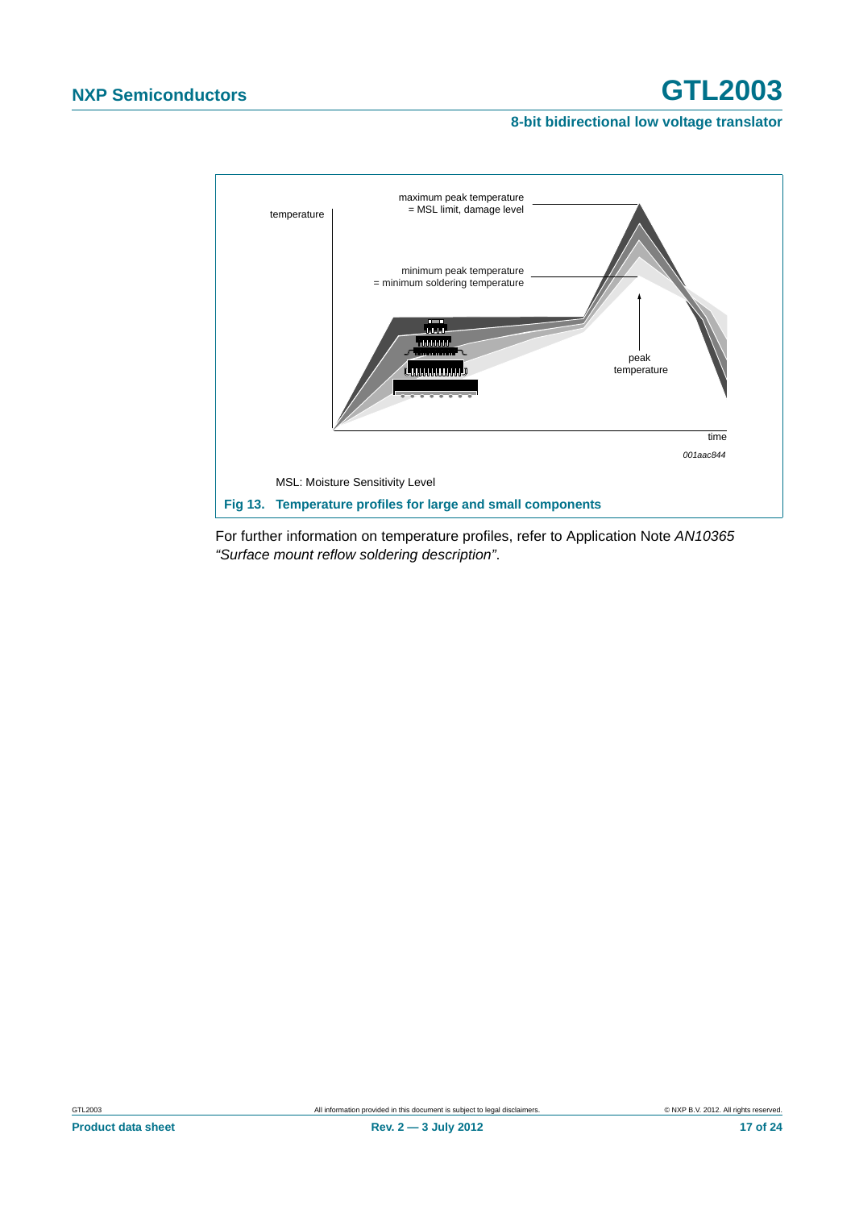temperature

maximum peak temperature
= MSL limit, damage level

minimum peak temperature
= minimum soldering temperature

peak
temperature

time

001aac844

MSL: Moisture Sensitivity Level

**Fig 13. Temperature profiles for large and small components**

For further information on temperature profiles, refer to Application Note *AN10365 "Surface mount reflow soldering description"*.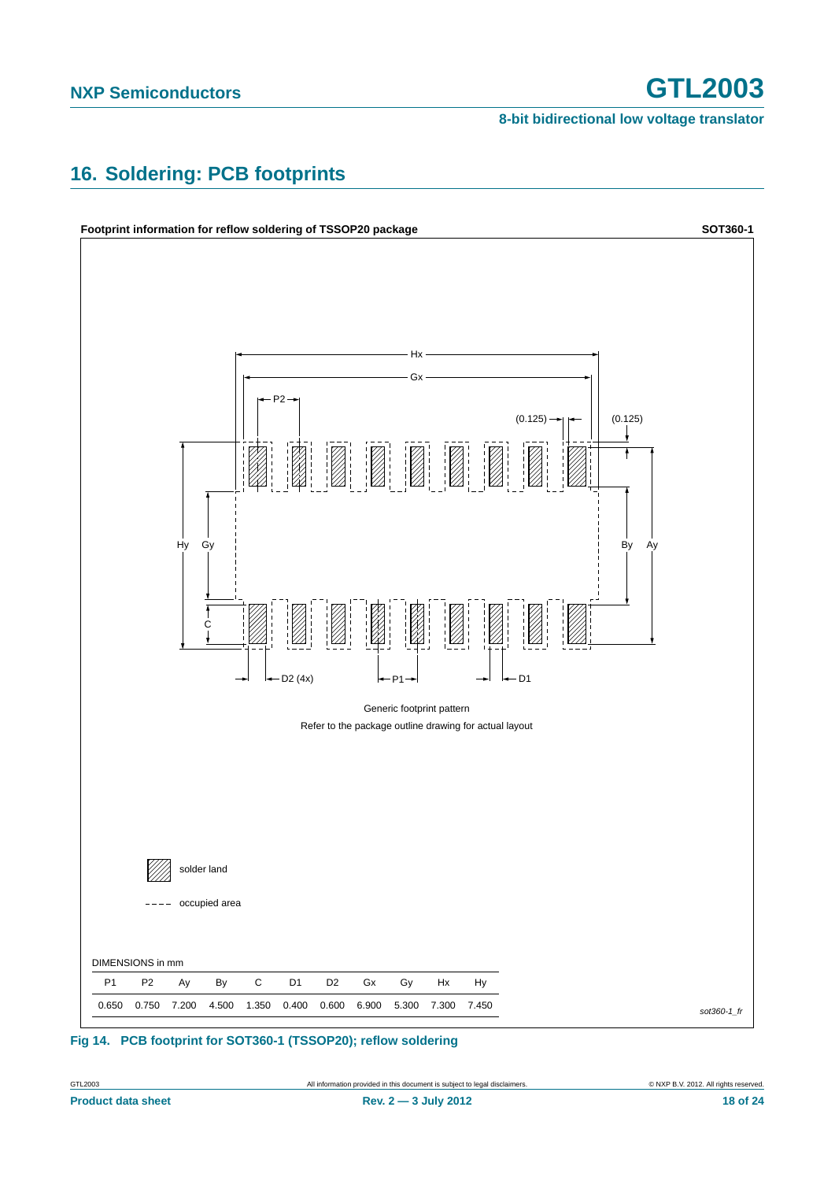# 16. Soldering: PCB footprints

**Footprint information for reflow soldering of TSSOP20 package** **SOT360-1**

Generic footprint pattern

Refer to the package outline drawing for actual layout

solder land

occupied area

DIMENSIONS in mm

| P1 | P2 | Ay | By | C | D1 | D2 | Gx | Gy | Hx | Hy |
|---|---|---|---|---|---|---|---|---|---|---|
| 0.650 | 0.750 | 7.200 | 4.500 | 1.350 | 0.400 | 0.600 | 6.900 | 5.300 | 7.300 | 7.450 |

*sot360-1_fr*

**Fig 14. PCB footprint for SOT360-1 (TSSOP20); reflow soldering**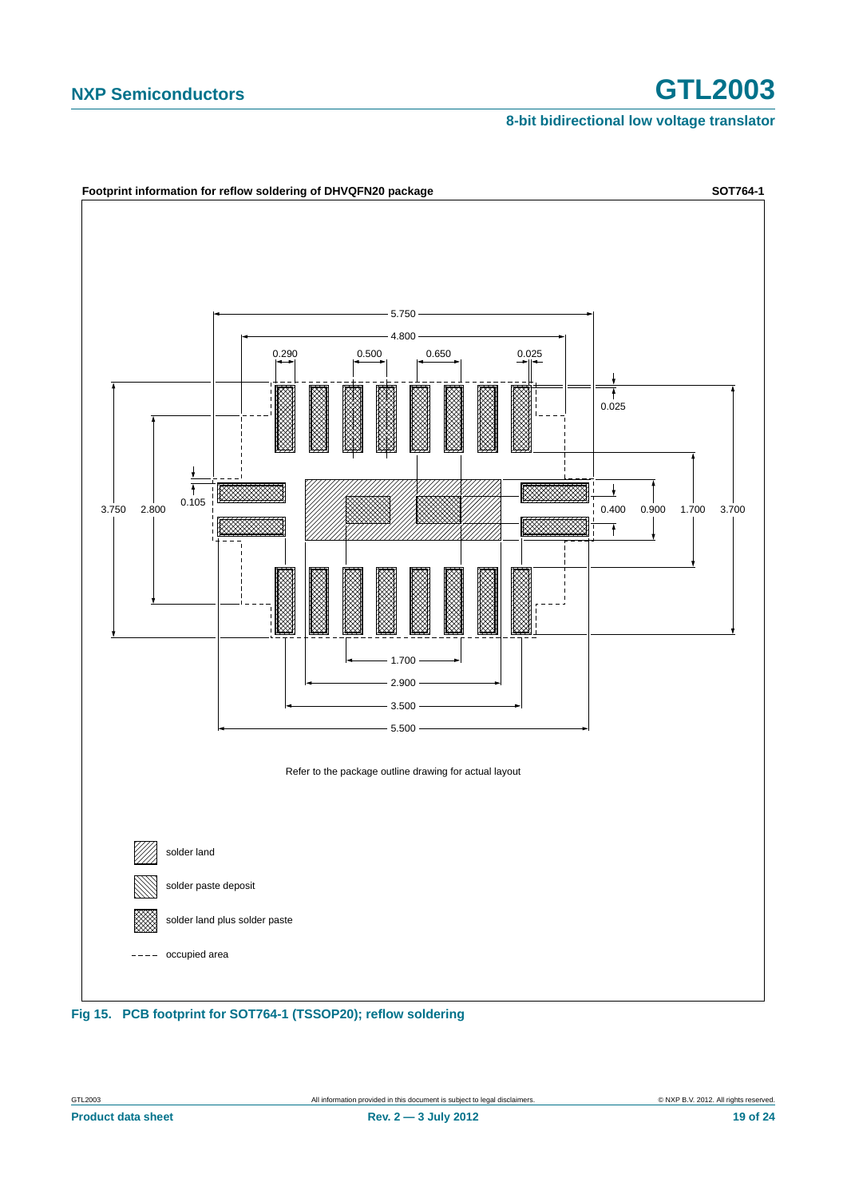**Footprint information for reflow soldering of DHVQFN20 package** — **SOT764-1**

5.750

4.800

0.290 0.500 0.650 0.025

0.025

3.750 2.800 0.105 0.400 0.900 1.700 3.700

1.700

2.900

3.500

5.500

Refer to the package outline drawing for actual layout

solder land

solder paste deposit

solder land plus solder paste

occupied area

**Fig 15. PCB footprint for SOT764-1 (TSSOP20); reflow soldering**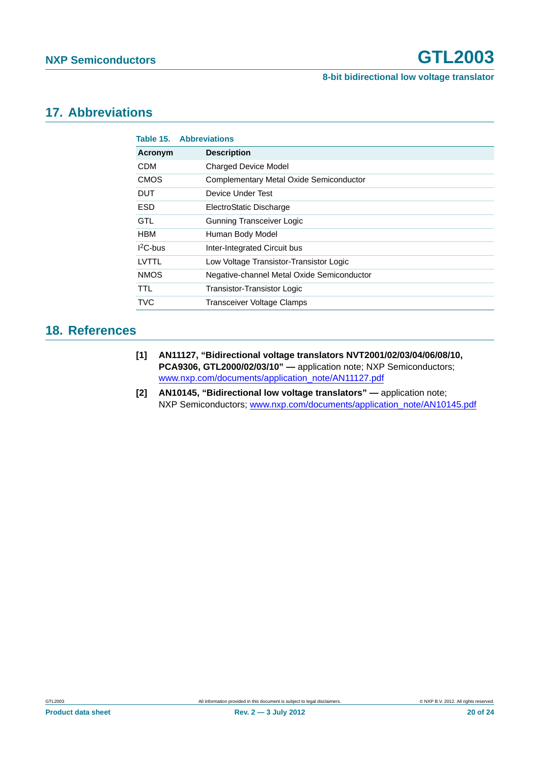## 17. Abbreviations

**Table 15. Abbreviations**

| Acronym | Description |
|---|---|
| CDM | Charged Device Model |
| CMOS | Complementary Metal Oxide Semiconductor |
| DUT | Device Under Test |
| ESD | ElectroStatic Discharge |
| GTL | Gunning Transceiver Logic |
| HBM | Human Body Model |
| $I^2C$-bus | Inter-Integrated Circuit bus |
| LVTTL | Low Voltage Transistor-Transistor Logic |
| NMOS | Negative-channel Metal Oxide Semiconductor |
| TTL | Transistor-Transistor Logic |
| TVC | Transceiver Voltage Clamps |

## 18. References

**[1]** **AN11127, "Bidirectional voltage translators NVT2001/02/03/04/06/08/10, PCA9306, GTL2000/02/03/10" —** application note; NXP Semiconductors; www.nxp.com/documents/application_note/AN11127.pdf

**[2]** **AN10145, "Bidirectional low voltage translators" —** application note; NXP Semiconductors; www.nxp.com/documents/application_note/AN10145.pdf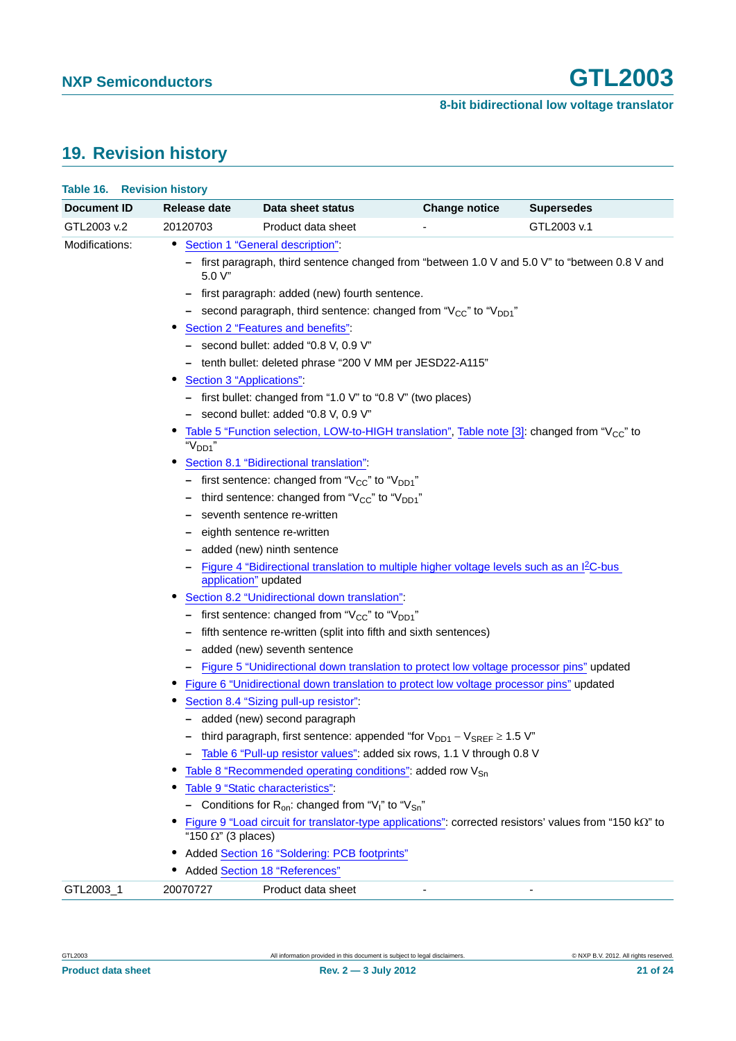## 19. Revision history

**Table 16. Revision history**

| Document ID | Release date | Data sheet status | Change notice | Supersedes |
|---|---|---|---|---|
| GTL2003 v.2 | 20120703 | Product data sheet | - | GTL2003 v.1 |
| Modifications: | • Section 1 "General description":<br>– first paragraph, third sentence changed from "between 1.0 V and 5.0 V" to "between 0.8 V and 5.0 V"<br>– first paragraph: added (new) fourth sentence.<br>– second paragraph, third sentence: changed from "$V_{CC}$" to "$V_{DD1}$"<br>• Section 2 "Features and benefits":<br>– second bullet: added "0.8 V, 0.9 V"<br>– tenth bullet: deleted phrase "200 V MM per JESD22-A115"<br>• Section 3 "Applications":<br>– first bullet: changed from "1.0 V" to "0.8 V" (two places)<br>– second bullet: added "0.8 V, 0.9 V"<br>• Table 5 "Function selection, LOW-to-HIGH translation", Table note [3]: changed from "$V_{CC}$" to "$V_{DD1}$"<br>• Section 8.1 "Bidirectional translation":<br>– first sentence: changed from "$V_{CC}$" to "$V_{DD1}$"<br>– third sentence: changed from "$V_{CC}$" to "$V_{DD1}$"<br>– seventh sentence re-written<br>– eighth sentence re-written<br>– added (new) ninth sentence<br>– Figure 4 "Bidirectional translation to multiple higher voltage levels such as an I²C-bus application" updated<br>• Section 8.2 "Unidirectional down translation":<br>– first sentence: changed from "$V_{CC}$" to "$V_{DD1}$"<br>– fifth sentence re-written (split into fifth and sixth sentences)<br>– added (new) seventh sentence<br>– Figure 5 "Unidirectional down translation to protect low voltage processor pins" updated<br>• Figure 6 "Unidirectional down translation to protect low voltage processor pins" updated<br>• Section 8.4 "Sizing pull-up resistor":<br>– added (new) second paragraph<br>– third paragraph, first sentence: appended "for $V_{DD1} - V_{SREF} \geq 1.5$ V"<br>– Table 6 "Pull-up resistor values": added six rows, 1.1 V through 0.8 V<br>• Table 8 "Recommended operating conditions": added row $V_{Sn}$<br>• Table 9 "Static characteristics":<br>– Conditions for $R_{on}$: changed from "$V_I$" to "$V_{Sn}$"<br>• Figure 9 "Load circuit for translator-type applications": corrected resistors' values from "150 kΩ" to "150 Ω" (3 places)<br>• Added Section 16 "Soldering: PCB footprints"<br>• Added Section 18 "References" | | | |
| GTL2003_1 | 20070727 | Product data sheet | - | - |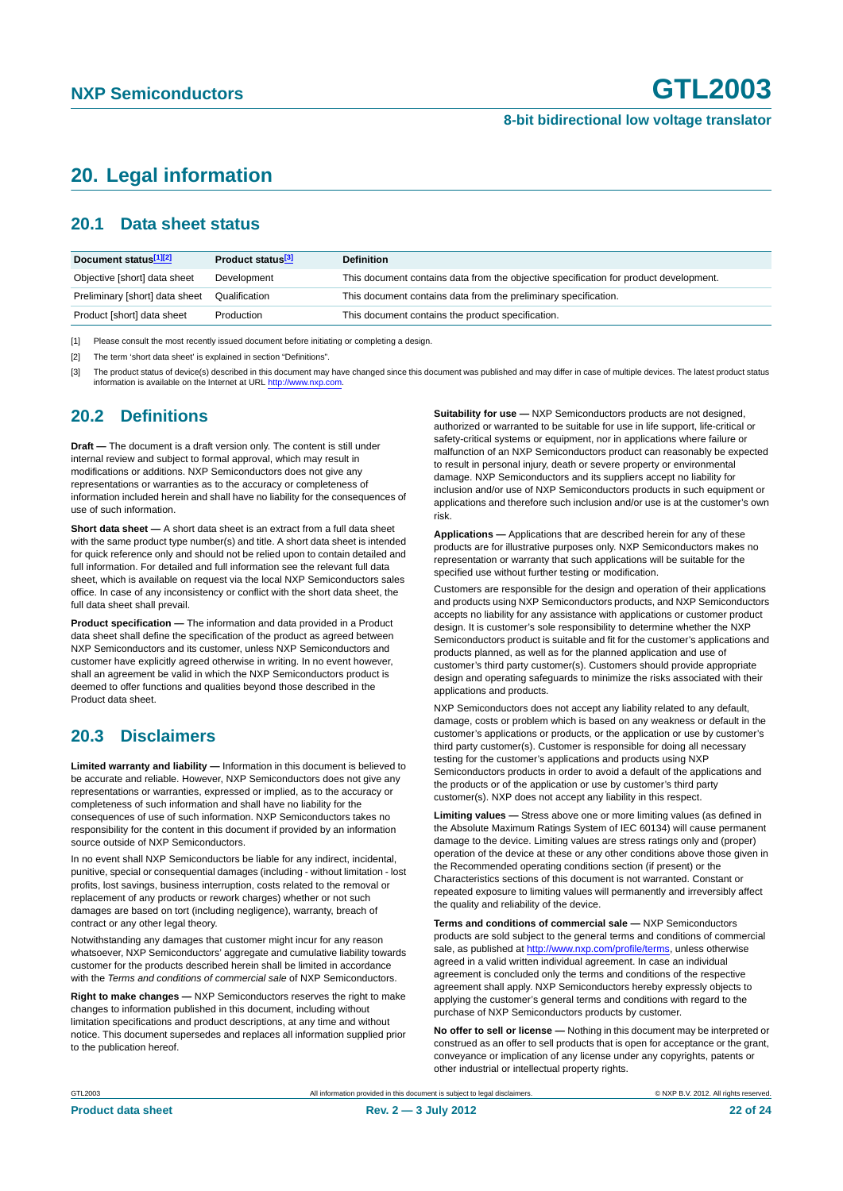## 20. Legal information

### 20.1 Data sheet status

| Document status[1][2] | Product status[3] | Definition |
|---|---|---|
| Objective [short] data sheet | Development | This document contains data from the objective specification for product development. |
| Preliminary [short] data sheet | Qualification | This document contains data from the preliminary specification. |
| Product [short] data sheet | Production | This document contains the product specification. |

[1] Please consult the most recently issued document before initiating or completing a design.

[2] The term 'short data sheet' is explained in section "Definitions".

[3] The product status of device(s) described in this document may have changed since this document was published and may differ in case of multiple devices. The latest product status information is available on the Internet at URL http://www.nxp.com.

### 20.2 Definitions

**Draft —** The document is a draft version only. The content is still under internal review and subject to formal approval, which may result in modifications or additions. NXP Semiconductors does not give any representations or warranties as to the accuracy or completeness of information included herein and shall have no liability for the consequences of use of such information.

**Short data sheet —** A short data sheet is an extract from a full data sheet with the same product type number(s) and title. A short data sheet is intended for quick reference only and should not be relied upon to contain detailed and full information. For detailed and full information see the relevant full data sheet, which is available on request via the local NXP Semiconductors sales office. In case of any inconsistency or conflict with the short data sheet, the full data sheet shall prevail.

**Product specification —** The information and data provided in a Product data sheet shall define the specification of the product as agreed between NXP Semiconductors and its customer, unless NXP Semiconductors and customer have explicitly agreed otherwise in writing. In no event however, shall an agreement be valid in which the NXP Semiconductors product is deemed to offer functions and qualities beyond those described in the Product data sheet.

### 20.3 Disclaimers

**Limited warranty and liability —** Information in this document is believed to be accurate and reliable. However, NXP Semiconductors does not give any representations or warranties, expressed or implied, as to the accuracy or completeness of such information and shall have no liability for the consequences of use of such information. NXP Semiconductors takes no responsibility for the content in this document if provided by an information source outside of NXP Semiconductors.

In no event shall NXP Semiconductors be liable for any indirect, incidental, punitive, special or consequential damages (including - without limitation - lost profits, lost savings, business interruption, costs related to the removal or replacement of any products or rework charges) whether or not such damages are based on tort (including negligence), warranty, breach of contract or any other legal theory.

Notwithstanding any damages that customer might incur for any reason whatsoever, NXP Semiconductors' aggregate and cumulative liability towards customer for the products described herein shall be limited in accordance with the *Terms and conditions of commercial sale* of NXP Semiconductors.

**Right to make changes —** NXP Semiconductors reserves the right to make changes to information published in this document, including without limitation specifications and product descriptions, at any time and without notice. This document supersedes and replaces all information supplied prior to the publication hereof.

**Suitability for use —** NXP Semiconductors products are not designed, authorized or warranted to be suitable for use in life support, life-critical or safety-critical systems or equipment, nor in applications where failure or malfunction of an NXP Semiconductors product can reasonably be expected to result in personal injury, death or severe property or environmental damage. NXP Semiconductors and its suppliers accept no liability for inclusion and/or use of NXP Semiconductors products in such equipment or applications and therefore such inclusion and/or use is at the customer's own risk.

**Applications —** Applications that are described herein for any of these products are for illustrative purposes only. NXP Semiconductors makes no representation or warranty that such applications will be suitable for the specified use without further testing or modification.

Customers are responsible for the design and operation of their applications and products using NXP Semiconductors products, and NXP Semiconductors accepts no liability for any assistance with applications or customer product design. It is customer's sole responsibility to determine whether the NXP Semiconductors product is suitable and fit for the customer's applications and products planned, as well as for the planned application and use of customer's third party customer(s). Customers should provide appropriate design and operating safeguards to minimize the risks associated with their applications and products.

NXP Semiconductors does not accept any liability related to any default, damage, costs or problem which is based on any weakness or default in the customer's applications or products, or the application or use by customer's third party customer(s). Customer is responsible for doing all necessary testing for the customer's applications and products using NXP Semiconductors products in order to avoid a default of the applications and the products or of the application or use by customer's third party customer(s). NXP does not accept any liability in this respect.

**Limiting values —** Stress above one or more limiting values (as defined in the Absolute Maximum Ratings System of IEC 60134) will cause permanent damage to the device. Limiting values are stress ratings only and (proper) operation of the device at these or any other conditions above those given in the Recommended operating conditions section (if present) or the Characteristics sections of this document is not warranted. Constant or repeated exposure to limiting values will permanently and irreversibly affect the quality and reliability of the device.

**Terms and conditions of commercial sale —** NXP Semiconductors products are sold subject to the general terms and conditions of commercial sale, as published at http://www.nxp.com/profile/terms, unless otherwise agreed in a valid written individual agreement. In case an individual agreement is concluded only the terms and conditions of the respective agreement shall apply. NXP Semiconductors hereby expressly objects to applying the customer's general terms and conditions with regard to the purchase of NXP Semiconductors products by customer.

**No offer to sell or license —** Nothing in this document may be interpreted or construed as an offer to sell products that is open for acceptance or the grant, conveyance or implication of any license under any copyrights, patents or other industrial or intellectual property rights.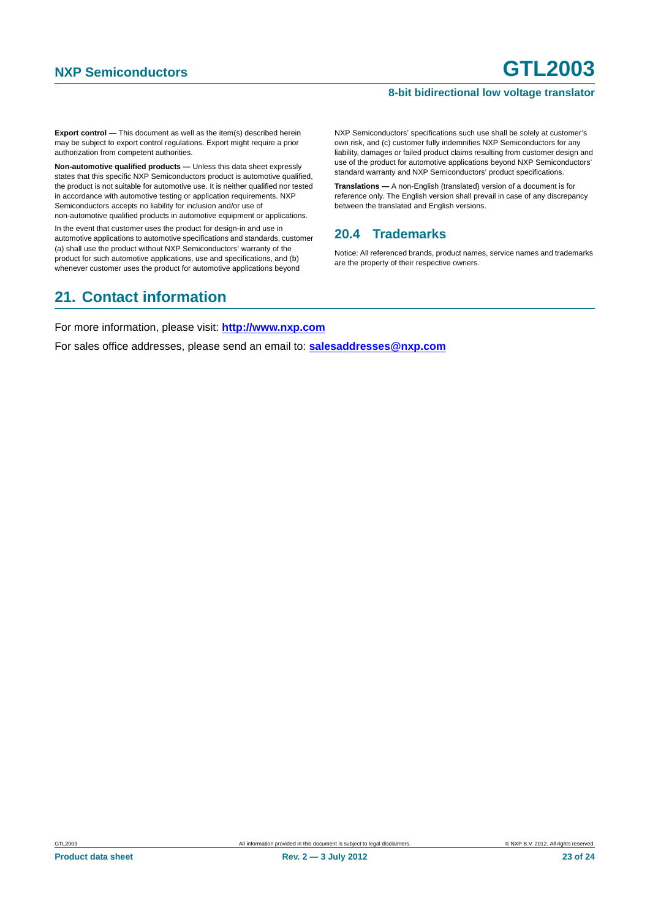**Export control —** This document as well as the item(s) described herein may be subject to export control regulations. Export might require a prior authorization from competent authorities.

**Non-automotive qualified products —** Unless this data sheet expressly states that this specific NXP Semiconductors product is automotive qualified, the product is not suitable for automotive use. It is neither qualified nor tested in accordance with automotive testing or application requirements. NXP Semiconductors accepts no liability for inclusion and/or use of non-automotive qualified products in automotive equipment or applications.

In the event that customer uses the product for design-in and use in automotive applications to automotive specifications and standards, customer (a) shall use the product without NXP Semiconductors' warranty of the product for such automotive applications, use and specifications, and (b) whenever customer uses the product for automotive applications beyond NXP Semiconductors' specifications such use shall be solely at customer's own risk, and (c) customer fully indemnifies NXP Semiconductors for any liability, damages or failed product claims resulting from customer design and use of the product for automotive applications beyond NXP Semiconductors' standard warranty and NXP Semiconductors' product specifications.

**Translations —** A non-English (translated) version of a document is for reference only. The English version shall prevail in case of any discrepancy between the translated and English versions.

### 20.4 Trademarks

Notice: All referenced brands, product names, service names and trademarks are the property of their respective owners.

## 21. Contact information

For more information, please visit: **http://www.nxp.com**

For sales office addresses, please send an email to: **salesaddresses@nxp.com**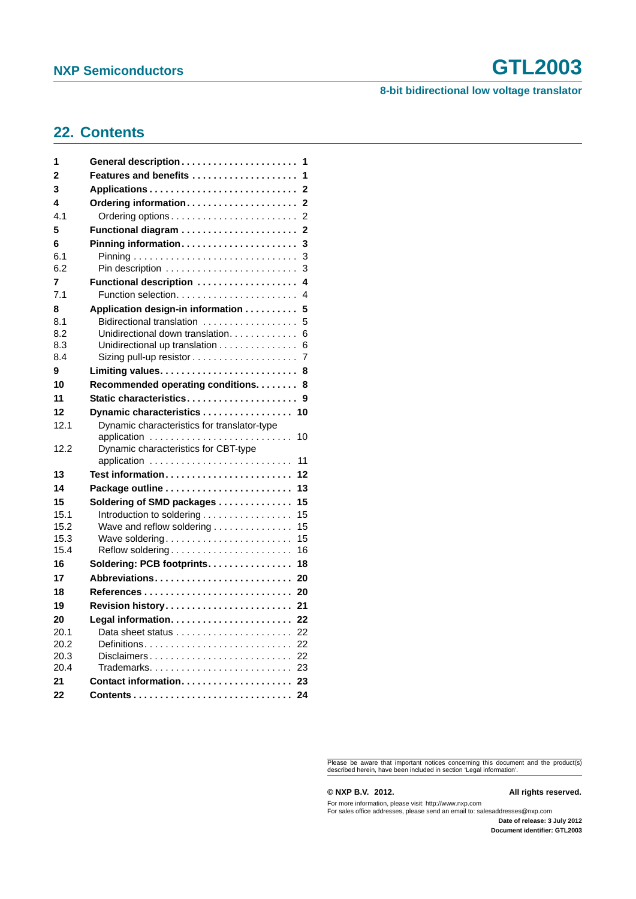## 22. Contents

| | | |
|---|---|---|
| **1** | **General description** | **1** |
| **2** | **Features and benefits** | **1** |
| **3** | **Applications** | **2** |
| **4** | **Ordering information** | **2** |
| 4.1 | Ordering options | 2 |
| **5** | **Functional diagram** | **2** |
| **6** | **Pinning information** | **3** |
| 6.1 | Pinning | 3 |
| 6.2 | Pin description | 3 |
| **7** | **Functional description** | **4** |
| 7.1 | Function selection | 4 |
| **8** | **Application design-in information** | **5** |
| 8.1 | Bidirectional translation | 5 |
| 8.2 | Unidirectional down translation | 6 |
| 8.3 | Unidirectional up translation | 6 |
| 8.4 | Sizing pull-up resistor | 7 |
| **9** | **Limiting values** | **8** |
| **10** | **Recommended operating conditions** | **8** |
| **11** | **Static characteristics** | **9** |
| **12** | **Dynamic characteristics** | **10** |
| 12.1 | Dynamic characteristics for translator-type application | 10 |
| 12.2 | Dynamic characteristics for CBT-type application | 11 |
| **13** | **Test information** | **12** |
| **14** | **Package outline** | **13** |
| **15** | **Soldering of SMD packages** | **15** |
| 15.1 | Introduction to soldering | 15 |
| 15.2 | Wave and reflow soldering | 15 |
| 15.3 | Wave soldering | 15 |
| 15.4 | Reflow soldering | 16 |
| **16** | **Soldering: PCB footprints** | **18** |
| **17** | **Abbreviations** | **20** |
| **18** | **References** | **20** |
| **19** | **Revision history** | **21** |
| **20** | **Legal information** | **22** |
| 20.1 | Data sheet status | 22 |
| 20.2 | Definitions | 22 |
| 20.3 | Disclaimers | 22 |
| 20.4 | Trademarks | 23 |
| **21** | **Contact information** | **23** |
| **22** | **Contents** | **24** |

Please be aware that important notices concerning this document and the product(s) described herein, have been included in section 'Legal information'.

**© NXP B.V. 2012.** **All rights reserved.**

For more information, please visit: http://www.nxp.com
For sales office addresses, please send an email to: salesaddresses@nxp.com

**Date of release: 3 July 2012**
**Document identifier: GTL2003**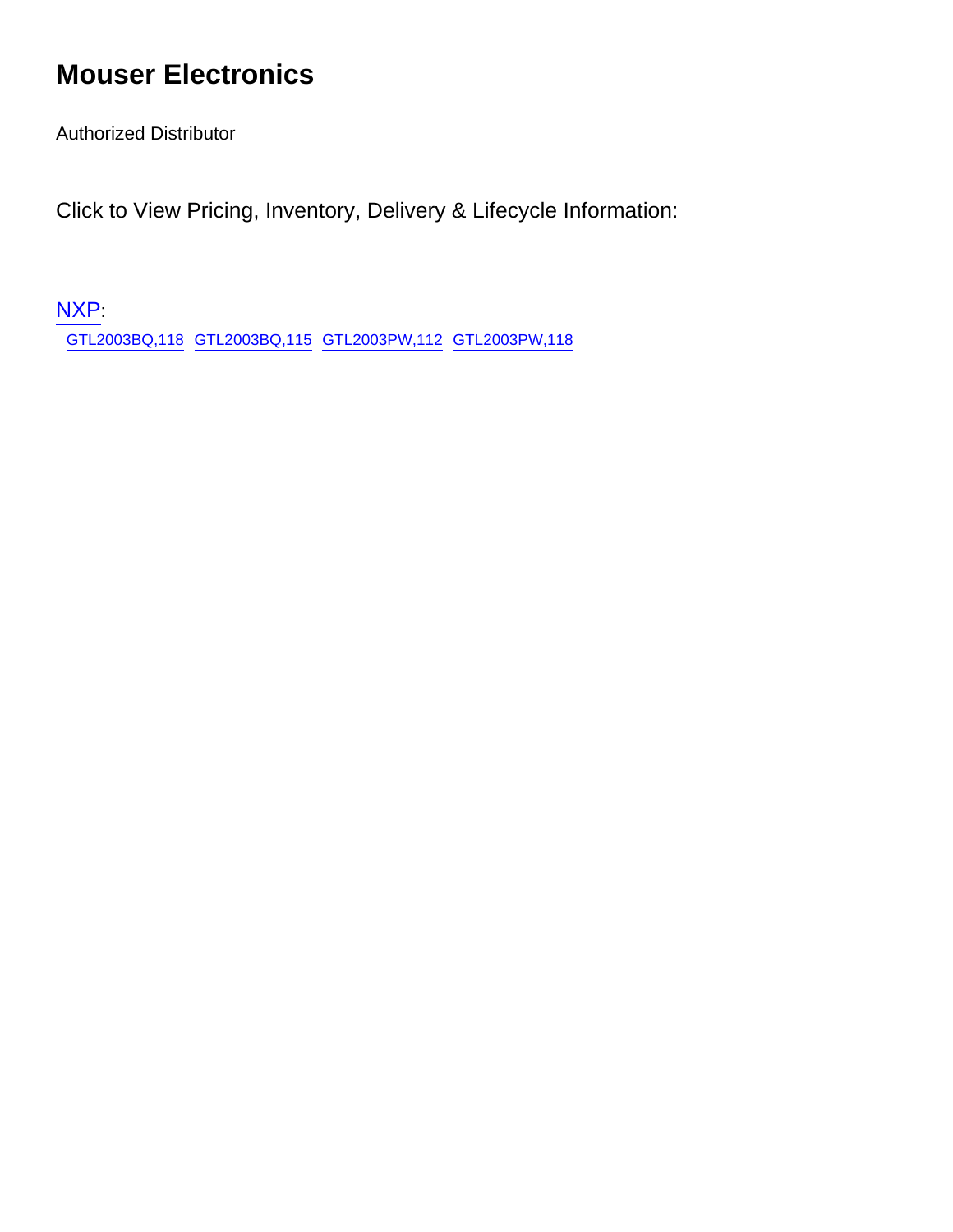# Mouser Electronics

Authorized Distributor

Click to View Pricing, Inventory, Delivery & Lifecycle Information:

NXP:

GTL2003BQ,118 GTL2003BQ,115 GTL2003PW,112 GTL2003PW,118